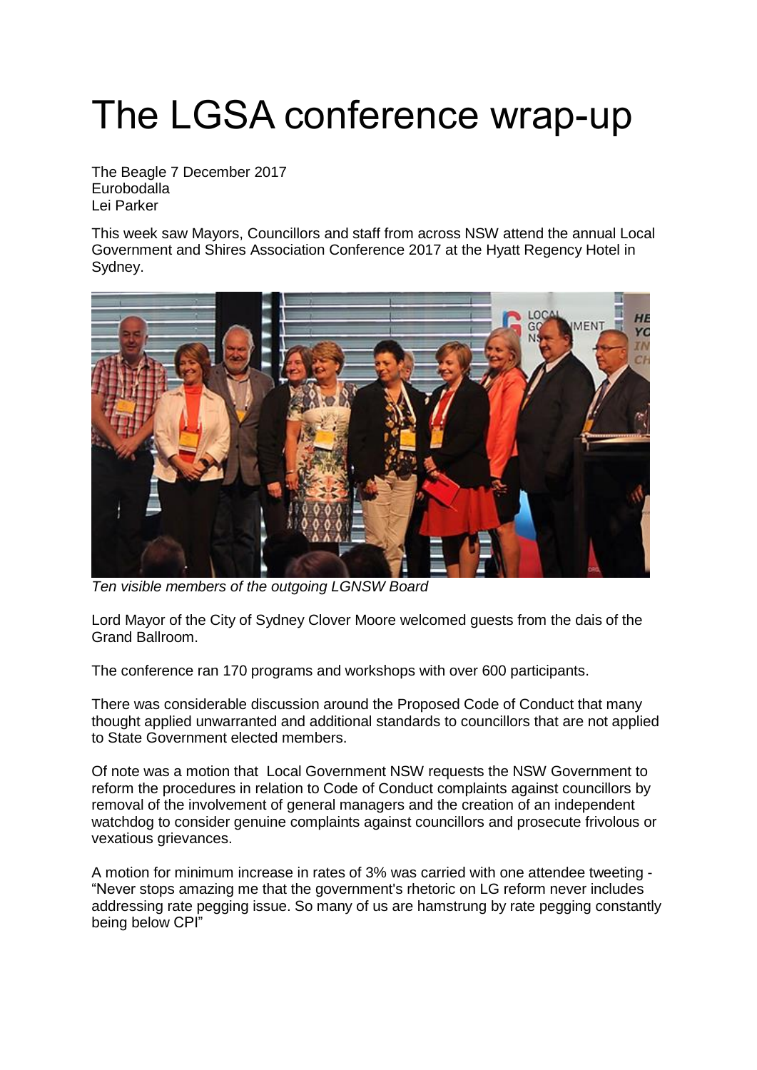# The LGSA conference wrap-up

The Beagle 7 December 2017
Eurobodalla
Lei Parker

This week saw Mayors, Councillors and staff from across NSW attend the annual Local Government and Shires Association Conference 2017 at the Hyatt Regency Hotel in Sydney.

*Ten visible members of the outgoing LGNSW Board*

Lord Mayor of the City of Sydney Clover Moore welcomed guests from the dais of the Grand Ballroom.

The conference ran 170 programs and workshops with over 600 participants.

There was considerable discussion around the Proposed Code of Conduct that many thought applied unwarranted and additional standards to councillors that are not applied to State Government elected members.

Of note was a motion that Local Government NSW requests the NSW Government to reform the procedures in relation to Code of Conduct complaints against councillors by removal of the involvement of general managers and the creation of an independent watchdog to consider genuine complaints against councillors and prosecute frivolous or vexatious grievances.

A motion for minimum increase in rates of 3% was carried with one attendee tweeting - "Never stops amazing me that the government's rhetoric on LG reform never includes addressing rate pegging issue. So many of us are hamstrung by rate pegging constantly being below CPI"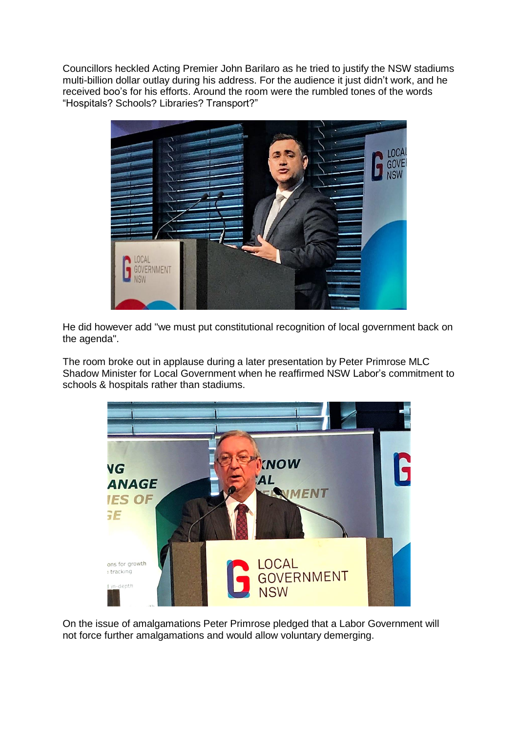Councillors heckled Acting Premier John Barilaro as he tried to justify the NSW stadiums multi-billion dollar outlay during his address. For the audience it just didn't work, and he received boo's for his efforts. Around the room were the rumbled tones of the words "Hospitals? Schools? Libraries? Transport?"

He did however add "we must put constitutional recognition of local government back on the agenda".

The room broke out in applause during a later presentation by Peter Primrose MLC Shadow Minister for Local Government when he reaffirmed NSW Labor's commitment to schools & hospitals rather than stadiums.

On the issue of amalgamations Peter Primrose pledged that a Labor Government will not force further amalgamations and would allow voluntary demerging.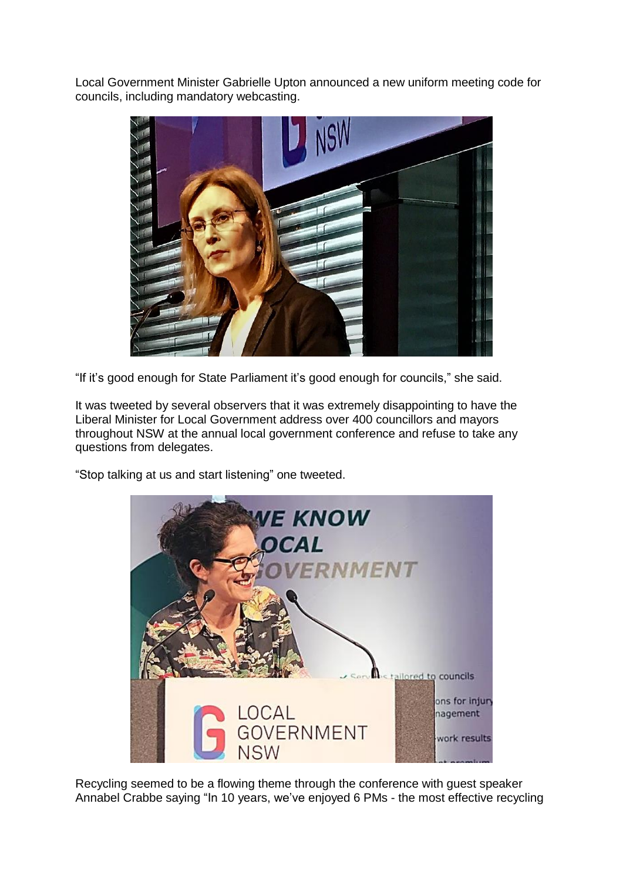Local Government Minister Gabrielle Upton announced a new uniform meeting code for councils, including mandatory webcasting.

“If it’s good enough for State Parliament it’s good enough for councils,” she said.

It was tweeted by several observers that it was extremely disappointing to have the Liberal Minister for Local Government address over 400 councillors and mayors throughout NSW at the annual local government conference and refuse to take any questions from delegates.

“Stop talking at us and start listening” one tweeted.

Recycling seemed to be a flowing theme through the conference with guest speaker Annabel Crabbe saying “In 10 years, we’ve enjoyed 6 PMs - the most effective recycling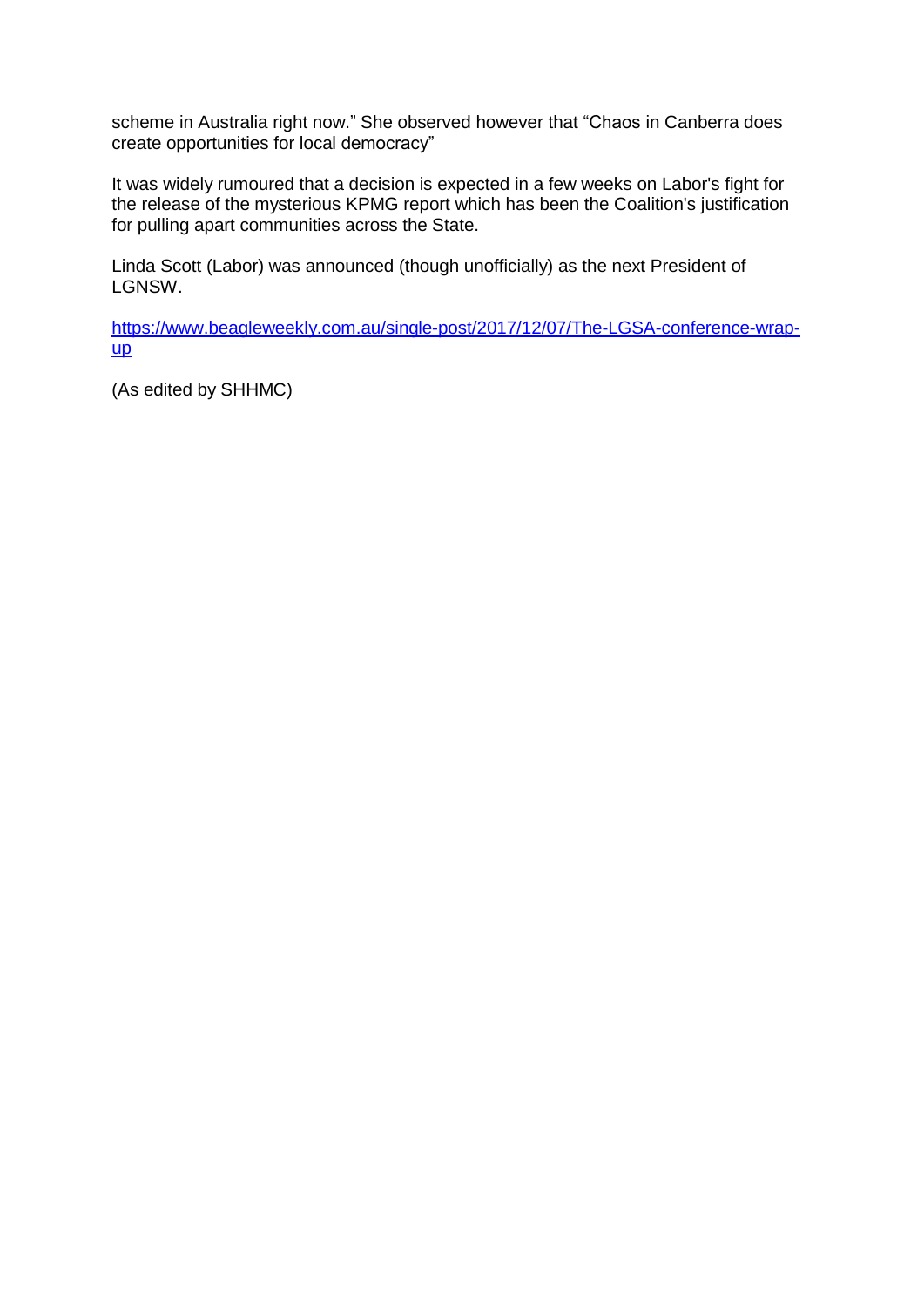scheme in Australia right now." She observed however that "Chaos in Canberra does create opportunities for local democracy"

It was widely rumoured that a decision is expected in a few weeks on Labor's fight for the release of the mysterious KPMG report which has been the Coalition's justification for pulling apart communities across the State.

Linda Scott (Labor) was announced (though unofficially) as the next President of LGNSW.

[https://www.beagleweekly.com.au/single-post/2017/12/07/The-LGSA-conference-wrap-up](https://www.beagleweekly.com.au/single-post/2017/12/07/The-LGSA-conference-wrap-up)

(As edited by SHHMC)